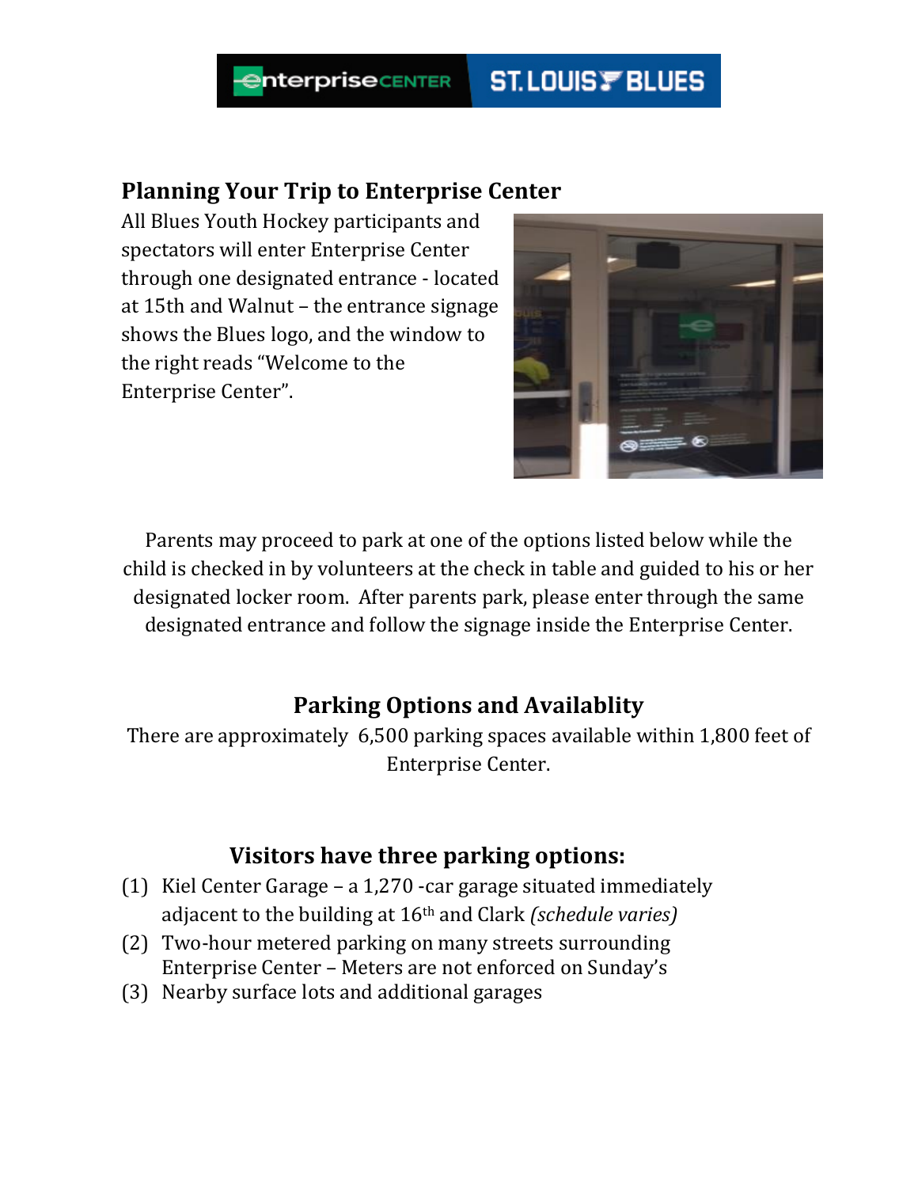## Planning Your Trip to Enterprise Center

All Blues Youth Hockey participants and spectators will enter Enterprise Center through one designated entrance - located at 15th and Walnut – the entrance signage shows the Blues logo, and the window to the right reads "Welcome to the Enterprise Center".

Parents may proceed to park at one of the options listed below while the child is checked in by volunteers at the check in table and guided to his or her designated locker room. After parents park, please enter through the same designated entrance and follow the signage inside the Enterprise Center.

## Parking Options and Availablity

There are approximately 6,500 parking spaces available within 1,800 feet of Enterprise Center.

## Visitors have three parking options:

(1) Kiel Center Garage – a 1,270 -car garage situated immediately adjacent to the building at 16th and Clark *(schedule varies)*
(2) Two-hour metered parking on many streets surrounding Enterprise Center – Meters are not enforced on Sunday's
(3) Nearby surface lots and additional garages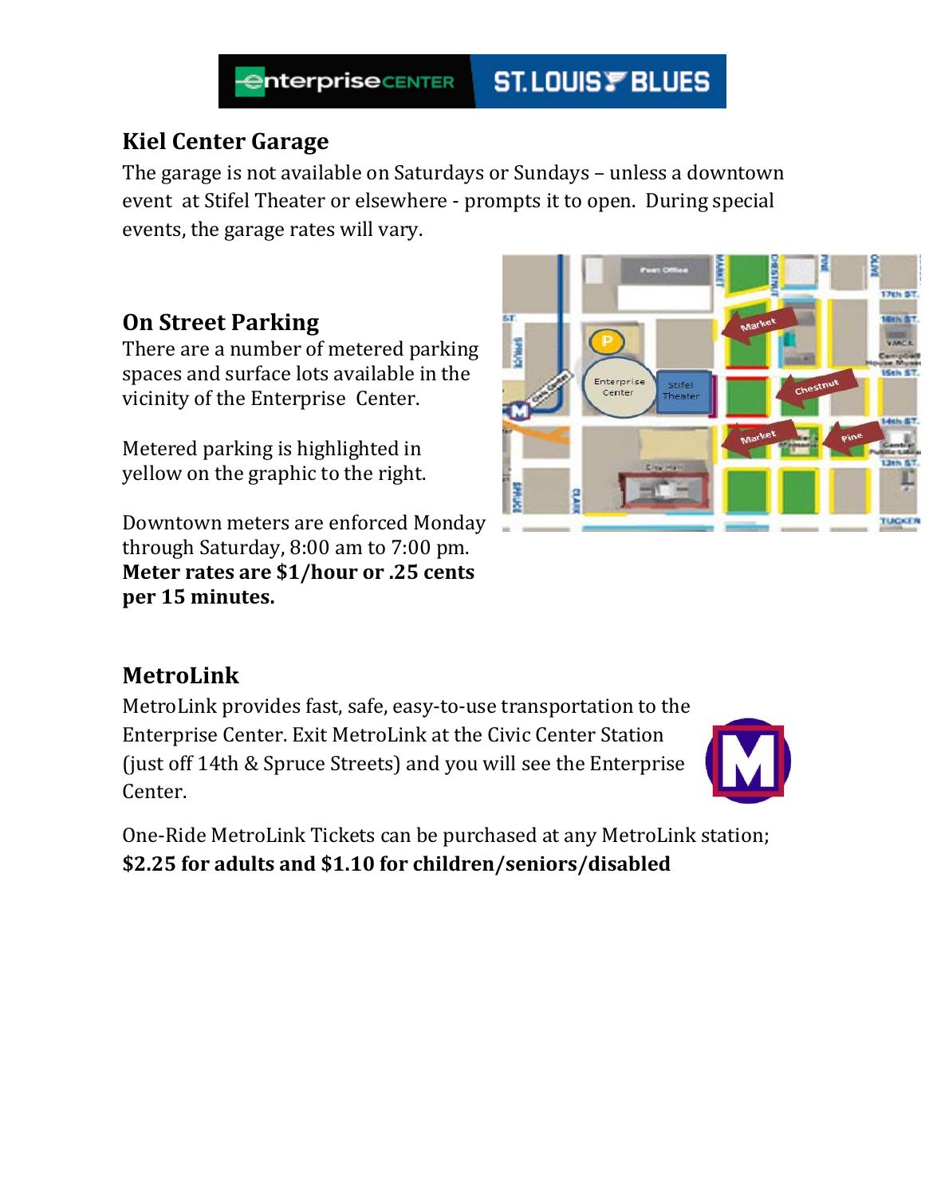## Kiel Center Garage

The garage is not available on Saturdays or Sundays – unless a downtown event at Stifel Theater or elsewhere - prompts it to open. During special events, the garage rates will vary.

## On Street Parking

There are a number of metered parking spaces and surface lots available in the vicinity of the Enterprise Center.

Metered parking is highlighted in yellow on the graphic to the right.

Downtown meters are enforced Monday through Saturday, 8:00 am to 7:00 pm. **Meter rates are $1/hour or .25 cents per 15 minutes.**

## MetroLink

MetroLink provides fast, safe, easy-to-use transportation to the Enterprise Center. Exit MetroLink at the Civic Center Station (just off 14th & Spruce Streets) and you will see the Enterprise Center.

One-Ride MetroLink Tickets can be purchased at any MetroLink station; **$2.25 for adults and $1.10 for children/seniors/disabled**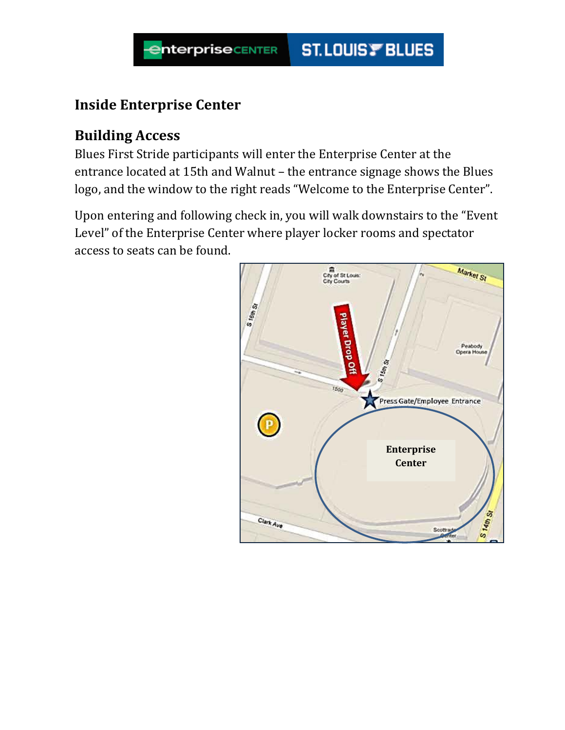## Inside Enterprise Center

### Building Access

Blues First Stride participants will enter the Enterprise Center at the entrance located at 15th and Walnut – the entrance signage shows the Blues logo, and the window to the right reads “Welcome to the Enterprise Center”.

Upon entering and following check in, you will walk downstairs to the “Event Level” of the Enterprise Center where player locker rooms and spectator access to seats can be found.

Player Drop Off

Press Gate/Employee Entrance

Enterprise Center